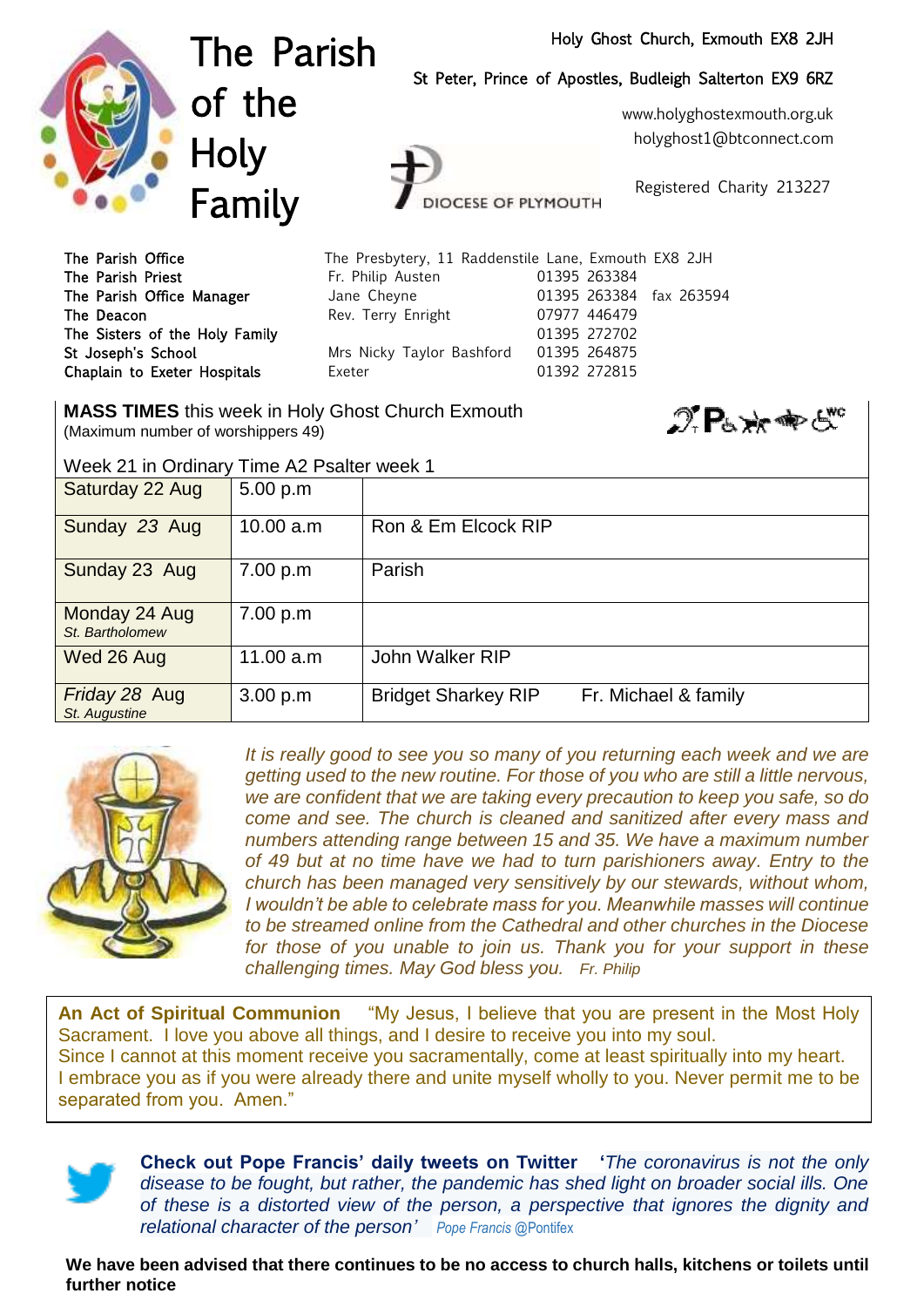# The Parish of the Holy Family

Holy Ghost Church, Exmouth EX8 2JH

St Peter, Prince of Apostles, Budleigh Salterton EX9 6RZ

www.holyghostexmouth.org.uk
holyghost1@btconnect.com

DIOCESE OF PLYMOUTH

Registered Charity 213227

| | | |
|---|---|---|
| The Parish Office | The Presbytery, 11 Raddenstile Lane, Exmouth EX8 2JH | |
| The Parish Priest | Fr. Philip Austen | 01395 263384 |
| The Parish Office Manager | Jane Cheyne | 01395 263384 fax 263594 |
| The Deacon | Rev. Terry Enright | 07977 446479 |
| The Sisters of the Holy Family | | 01395 272702 |
| St Joseph's School | Mrs Nicky Taylor Bashford | 01395 264875 |
| Chaplain to Exeter Hospitals | Exeter | 01392 272815 |

**MASS TIMES** this week in Holy Ghost Church Exmouth
(Maximum number of worshippers 49)

Week 21 in Ordinary Time A2 Psalter week 1

| | | |
|---|---|---|
| Saturday 22 Aug | 5.00 p.m | |
| Sunday *23* Aug | 10.00 a.m | Ron & Em Elcock RIP |
| Sunday 23 Aug | 7.00 p.m | Parish |
| Monday 24 Aug<br>*St. Bartholomew* | 7.00 p.m | |
| Wed 26 Aug | 11.00 a.m | John Walker RIP |
| *Friday 28* Aug<br>*St. Augustine* | 3.00 p.m | Bridget Sharkey RIP Fr. Michael & family |

*It is really good to see you so many of you returning each week and we are getting used to the new routine. For those of you who are still a little nervous, we are confident that we are taking every precaution to keep you safe, so do come and see. The church is cleaned and sanitized after every mass and numbers attending range between 15 and 35. We have a maximum number of 49 but at no time have we had to turn parishioners away. Entry to the church has been managed very sensitively by our stewards, without whom, I wouldn't be able to celebrate mass for you. Meanwhile masses will continue to be streamed online from the Cathedral and other churches in the Diocese for those of you unable to join us. Thank you for your support in these challenging times. May God bless you.* *Fr. Philip*

**An Act of Spiritual Communion** "My Jesus, I believe that you are present in the Most Holy Sacrament. I love you above all things, and I desire to receive you into my soul. Since I cannot at this moment receive you sacramentally, come at least spiritually into my heart. I embrace you as if you were already there and unite myself wholly to you. Never permit me to be separated from you. Amen."

**Check out Pope Francis' daily tweets on Twitter** '*The coronavirus is not the only disease to be fought, but rather, the pandemic has shed light on broader social ills. One of these is a distorted view of the person, a perspective that ignores the dignity and relational character of the person'* *Pope Francis* @Pontifex

**We have been advised that there continues to be no access to church halls, kitchens or toilets until further notice**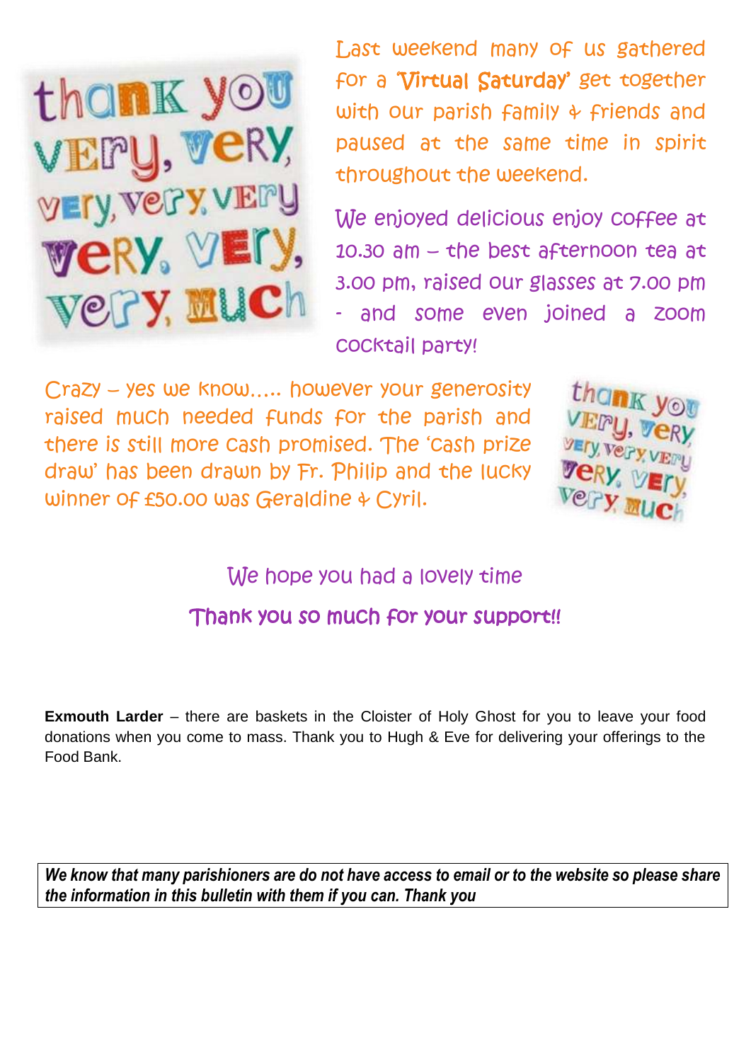Last weekend many of us gathered for a 'Virtual Saturday' get together with our parish family & friends and paused at the same time in spirit throughout the weekend.

We enjoyed delicious enjoy coffee at 10.30 am – the best afternoon tea at 3.00 pm, raised our glasses at 7.00 pm - and some even joined a zoom cocktail party!

Crazy – yes we know….. however your generosity raised much needed funds for the parish and there is still more cash promised. The 'cash prize draw' has been drawn by Fr. Philip and the lucky winner of £50.00 was Geraldine & Cyril.

We hope you had a lovely time

Thank you so much for your support!!

**Exmouth Larder** – there are baskets in the Cloister of Holy Ghost for you to leave your food donations when you come to mass. Thank you to Hugh & Eve for delivering your offerings to the Food Bank.

***We know that many parishioners are do not have access to email or to the website so please share the information in this bulletin with them if you can. Thank you***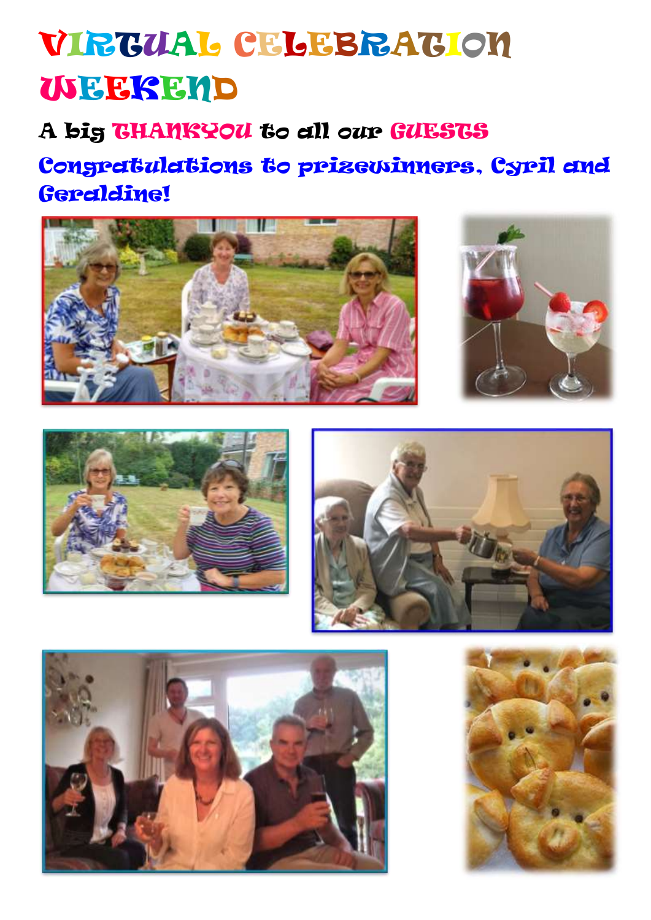# VIRTUAL CELEBRATION WEEKEND

**A big THANKYOU to all our GUESTS**

**Congratulations to prizewinners, Cyril and Geraldine!**